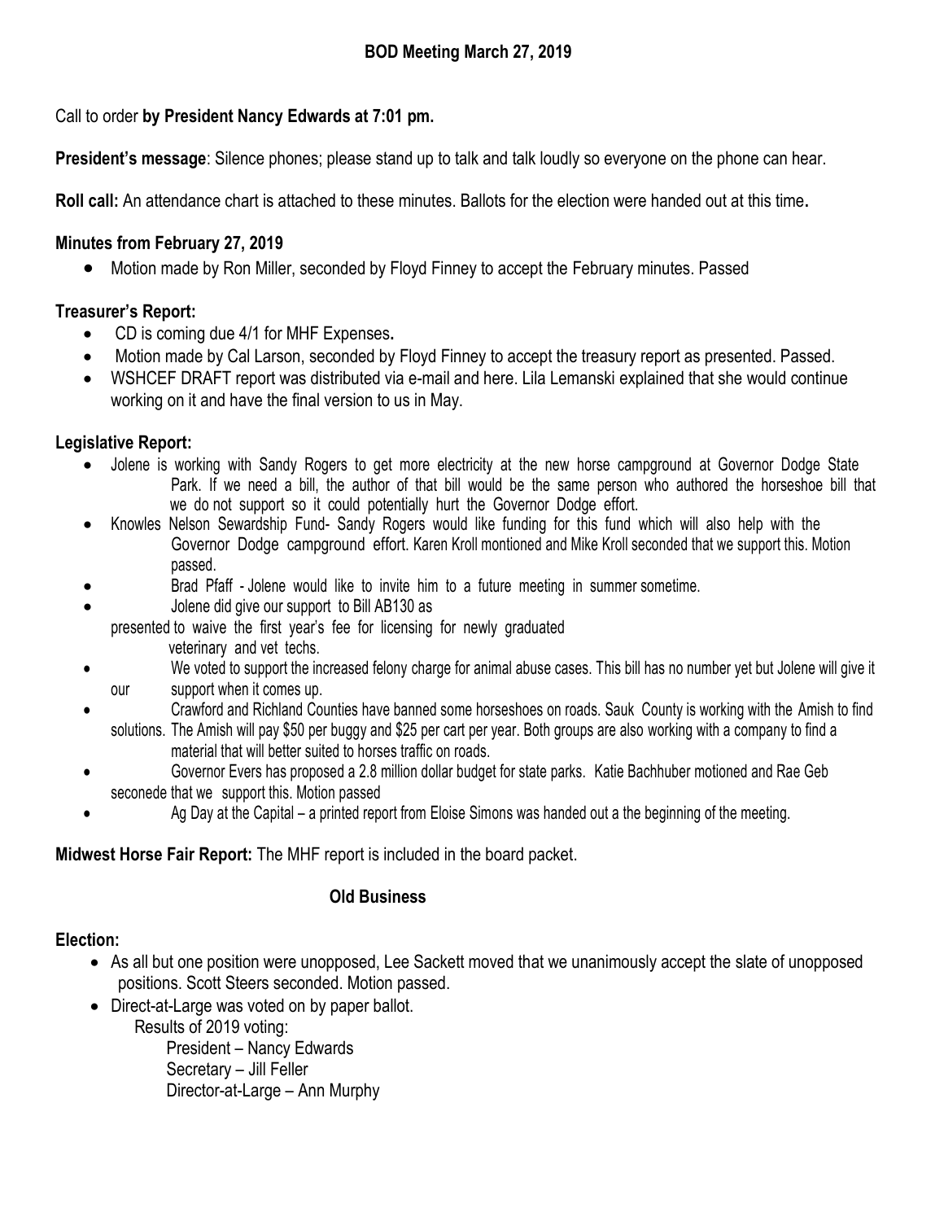# BOD Meeting March 27, 2019

Call to order **by President Nancy Edwards at 7:01 pm.**

**President's message**: Silence phones; please stand up to talk and talk loudly so everyone on the phone can hear.

**Roll call:** An attendance chart is attached to these minutes. Ballots for the election were handed out at this time**.**

### Minutes from February 27, 2019

- Motion made by Ron Miller, seconded by Floyd Finney to accept the February minutes. Passed

### Treasurer's Report:

- CD is coming due 4/1 for MHF Expenses**.**
- Motion made by Cal Larson, seconded by Floyd Finney to accept the treasury report as presented. Passed.
- WSHCEF DRAFT report was distributed via e-mail and here. Lila Lemanski explained that she would continue working on it and have the final version to us in May.

### Legislative Report:

- Jolene is working with Sandy Rogers to get more electricity at the new horse campground at Governor Dodge State Park. If we need a bill, the author of that bill would be the same person who authored the horseshoe bill that we do not support so it could potentially hurt the Governor Dodge effort.
- Knowles Nelson Sewardship Fund- Sandy Rogers would like funding for this fund which will also help with the Governor Dodge campground effort. Karen Kroll montioned and Mike Kroll seconded that we support this. Motion passed.
- Brad Pfaff - Jolene would like to invite him to a future meeting in summer sometime.
- Jolene did give our support to Bill AB130 as presented to waive the first year's fee for licensing for newly graduated veterinary and vet techs.
- We voted to support the increased felony charge for animal abuse cases. This bill has no number yet but Jolene will give it our support when it comes up.
- Crawford and Richland Counties have banned some horseshoes on roads. Sauk County is working with the Amish to find solutions. The Amish will pay $50 per buggy and $25 per cart per year. Both groups are also working with a company to find a material that will better suited to horses traffic on roads.
- Governor Evers has proposed a 2.8 million dollar budget for state parks. Katie Bachhuber motioned and Rae Geb seconede that we support this. Motion passed
- Ag Day at the Capital – a printed report from Eloise Simons was handed out a the beginning of the meeting.

**Midwest Horse Fair Report:** The MHF report is included in the board packet.

## Old Business

### Election:

- As all but one position were unopposed, Lee Sackett moved that we unanimously accept the slate of unopposed positions. Scott Steers seconded. Motion passed.
- Direct-at-Large was voted on by paper ballot.

  Results of 2019 voting:

  President – Nancy Edwards
  Secretary – Jill Feller
  Director-at-Large – Ann Murphy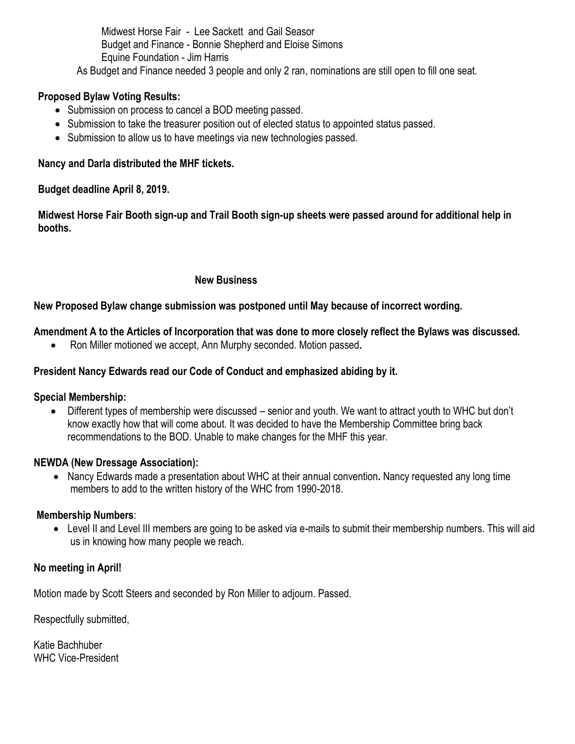Midwest Horse Fair - Lee Sackett and Gail Seasor
Budget and Finance - Bonnie Shepherd and Eloise Simons
Equine Foundation - Jim Harris

As Budget and Finance needed 3 people and only 2 ran, nominations are still open to fill one seat.

**Proposed Bylaw Voting Results:**

- Submission on process to cancel a BOD meeting passed.
- Submission to take the treasurer position out of elected status to appointed status passed.
- Submission to allow us to have meetings via new technologies passed.

**Nancy and Darla distributed the MHF tickets.**

**Budget deadline April 8, 2019.**

**Midwest Horse Fair Booth sign-up and Trail Booth sign-up sheets were passed around for additional help in booths.**

## New Business

**New Proposed Bylaw change submission was postponed until May because of incorrect wording.**

**Amendment A to the Articles of Incorporation that was done to more closely reflect the Bylaws was discussed.**

- Ron Miller motioned we accept, Ann Murphy seconded. Motion passed**.**

**President Nancy Edwards read our Code of Conduct and emphasized abiding by it.**

**Special Membership:**

- Different types of membership were discussed – senior and youth. We want to attract youth to WHC but don't know exactly how that will come about. It was decided to have the Membership Committee bring back recommendations to the BOD. Unable to make changes for the MHF this year.

**NEWDA (New Dressage Association):**

- Nancy Edwards made a presentation about WHC at their annual convention**.** Nancy requested any long time members to add to the written history of the WHC from 1990-2018.

**Membership Numbers**:

- Level II and Level III members are going to be asked via e-mails to submit their membership numbers. This will aid us in knowing how many people we reach.

**No meeting in April!**

Motion made by Scott Steers and seconded by Ron Miller to adjourn. Passed.

Respectfully submitted,

Katie Bachhuber
WHC Vice-President